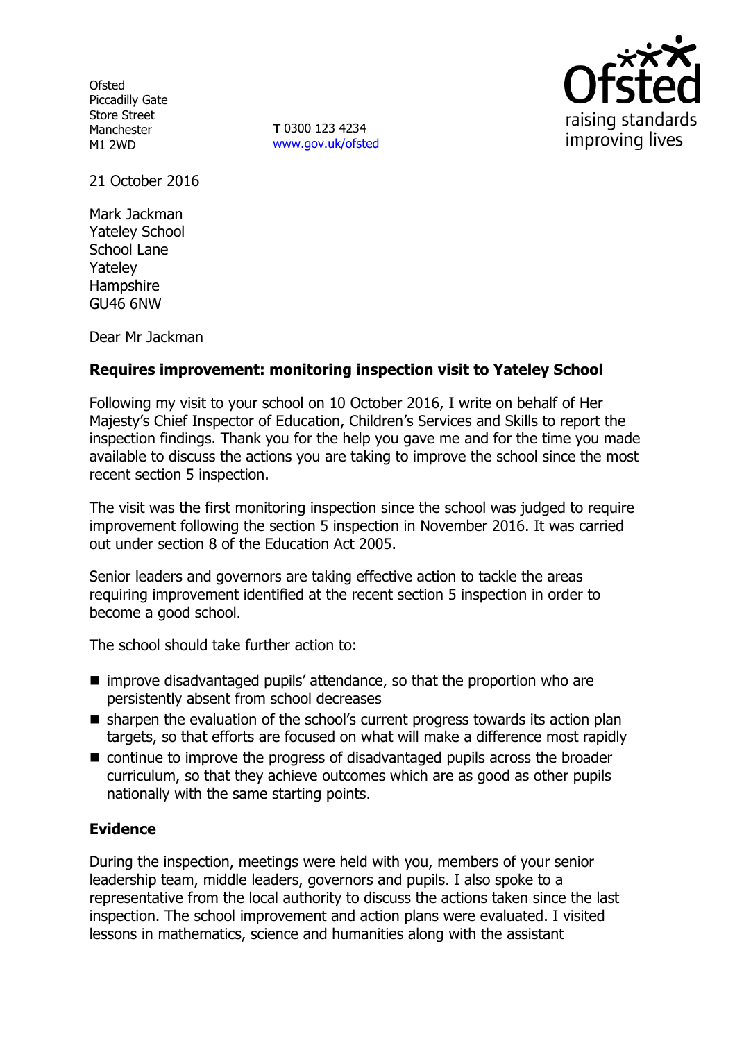Ofsted
Piccadilly Gate
Store Street
Manchester
M1 2WD

**T** 0300 123 4234
www.gov.uk/ofsted

21 October 2016

Mark Jackman
Yateley School
School Lane
Yateley
Hampshire
GU46 6NW

Dear Mr Jackman

**Requires improvement: monitoring inspection visit to Yateley School**

Following my visit to your school on 10 October 2016, I write on behalf of Her Majesty's Chief Inspector of Education, Children's Services and Skills to report the inspection findings. Thank you for the help you gave me and for the time you made available to discuss the actions you are taking to improve the school since the most recent section 5 inspection.

The visit was the first monitoring inspection since the school was judged to require improvement following the section 5 inspection in November 2016. It was carried out under section 8 of the Education Act 2005.

Senior leaders and governors are taking effective action to tackle the areas requiring improvement identified at the recent section 5 inspection in order to become a good school.

The school should take further action to:

- improve disadvantaged pupils' attendance, so that the proportion who are persistently absent from school decreases
- sharpen the evaluation of the school's current progress towards its action plan targets, so that efforts are focused on what will make a difference most rapidly
- continue to improve the progress of disadvantaged pupils across the broader curriculum, so that they achieve outcomes which are as good as other pupils nationally with the same starting points.

**Evidence**

During the inspection, meetings were held with you, members of your senior leadership team, middle leaders, governors and pupils. I also spoke to a representative from the local authority to discuss the actions taken since the last inspection. The school improvement and action plans were evaluated. I visited lessons in mathematics, science and humanities along with the assistant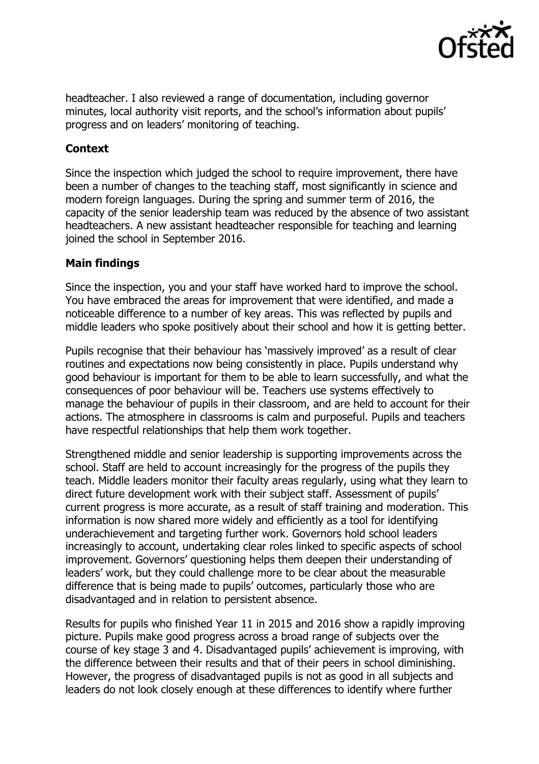headteacher. I also reviewed a range of documentation, including governor minutes, local authority visit reports, and the school's information about pupils' progress and on leaders' monitoring of teaching.

**Context**

Since the inspection which judged the school to require improvement, there have been a number of changes to the teaching staff, most significantly in science and modern foreign languages. During the spring and summer term of 2016, the capacity of the senior leadership team was reduced by the absence of two assistant headteachers. A new assistant headteacher responsible for teaching and learning joined the school in September 2016.

**Main findings**

Since the inspection, you and your staff have worked hard to improve the school. You have embraced the areas for improvement that were identified, and made a noticeable difference to a number of key areas. This was reflected by pupils and middle leaders who spoke positively about their school and how it is getting better.

Pupils recognise that their behaviour has 'massively improved' as a result of clear routines and expectations now being consistently in place. Pupils understand why good behaviour is important for them to be able to learn successfully, and what the consequences of poor behaviour will be. Teachers use systems effectively to manage the behaviour of pupils in their classroom, and are held to account for their actions. The atmosphere in classrooms is calm and purposeful. Pupils and teachers have respectful relationships that help them work together.

Strengthened middle and senior leadership is supporting improvements across the school. Staff are held to account increasingly for the progress of the pupils they teach. Middle leaders monitor their faculty areas regularly, using what they learn to direct future development work with their subject staff. Assessment of pupils' current progress is more accurate, as a result of staff training and moderation. This information is now shared more widely and efficiently as a tool for identifying underachievement and targeting further work. Governors hold school leaders increasingly to account, undertaking clear roles linked to specific aspects of school improvement. Governors' questioning helps them deepen their understanding of leaders' work, but they could challenge more to be clear about the measurable difference that is being made to pupils' outcomes, particularly those who are disadvantaged and in relation to persistent absence.

Results for pupils who finished Year 11 in 2015 and 2016 show a rapidly improving picture. Pupils make good progress across a broad range of subjects over the course of key stage 3 and 4. Disadvantaged pupils' achievement is improving, with the difference between their results and that of their peers in school diminishing. However, the progress of disadvantaged pupils is not as good in all subjects and leaders do not look closely enough at these differences to identify where further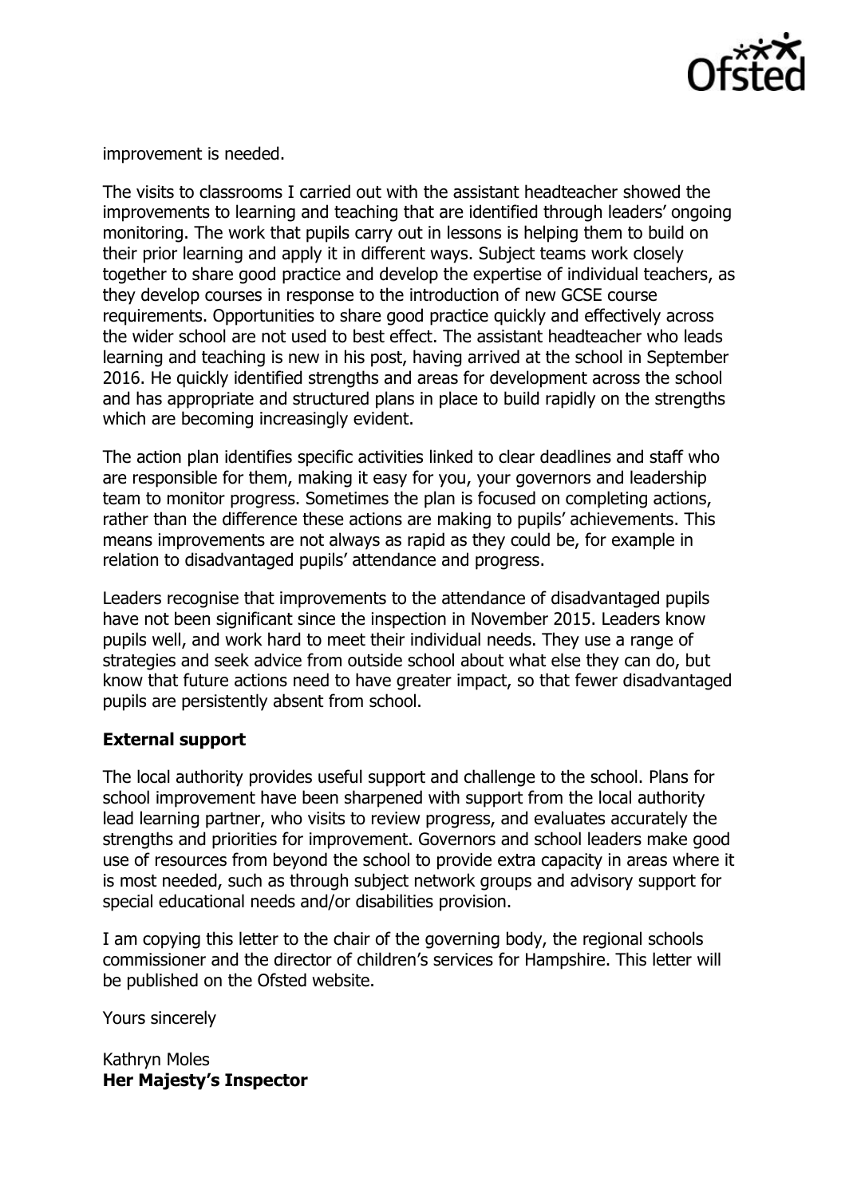improvement is needed.

The visits to classrooms I carried out with the assistant headteacher showed the improvements to learning and teaching that are identified through leaders' ongoing monitoring. The work that pupils carry out in lessons is helping them to build on their prior learning and apply it in different ways. Subject teams work closely together to share good practice and develop the expertise of individual teachers, as they develop courses in response to the introduction of new GCSE course requirements. Opportunities to share good practice quickly and effectively across the wider school are not used to best effect. The assistant headteacher who leads learning and teaching is new in his post, having arrived at the school in September 2016. He quickly identified strengths and areas for development across the school and has appropriate and structured plans in place to build rapidly on the strengths which are becoming increasingly evident.

The action plan identifies specific activities linked to clear deadlines and staff who are responsible for them, making it easy for you, your governors and leadership team to monitor progress. Sometimes the plan is focused on completing actions, rather than the difference these actions are making to pupils' achievements. This means improvements are not always as rapid as they could be, for example in relation to disadvantaged pupils' attendance and progress.

Leaders recognise that improvements to the attendance of disadvantaged pupils have not been significant since the inspection in November 2015. Leaders know pupils well, and work hard to meet their individual needs. They use a range of strategies and seek advice from outside school about what else they can do, but know that future actions need to have greater impact, so that fewer disadvantaged pupils are persistently absent from school.

**External support**

The local authority provides useful support and challenge to the school. Plans for school improvement have been sharpened with support from the local authority lead learning partner, who visits to review progress, and evaluates accurately the strengths and priorities for improvement. Governors and school leaders make good use of resources from beyond the school to provide extra capacity in areas where it is most needed, such as through subject network groups and advisory support for special educational needs and/or disabilities provision.

I am copying this letter to the chair of the governing body, the regional schools commissioner and the director of children's services for Hampshire. This letter will be published on the Ofsted website.

Yours sincerely

Kathryn Moles
**Her Majesty's Inspector**